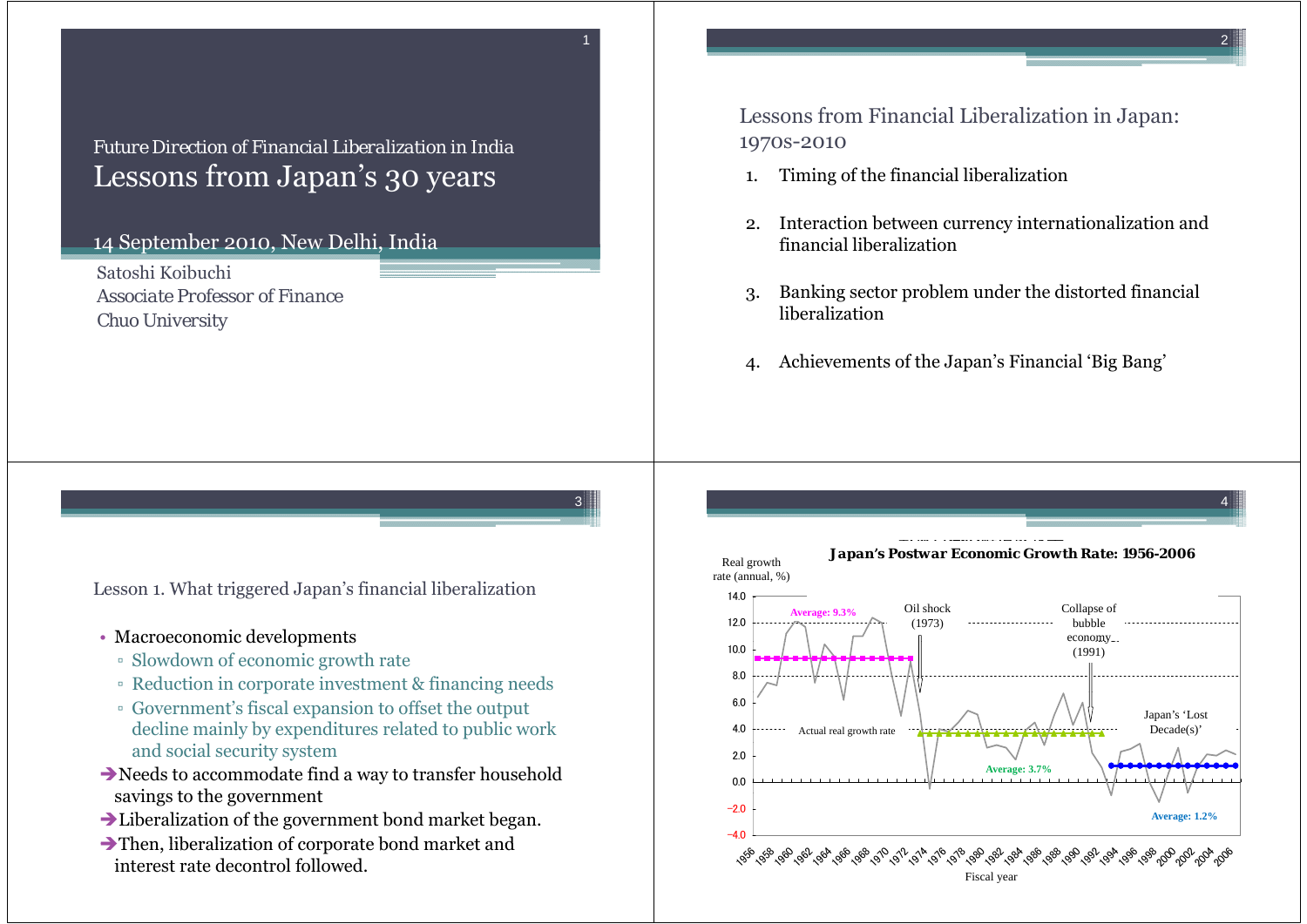# Future Direction of Financial Liberalization in India

## Lessons from Japan's 30 years

14 September 2010, New Delhi, India

Satoshi Koibuchi
Associate Professor of Finance
Chuo University

---

## Lessons from Financial Liberalization in Japan: 1970s-2010

1. Timing of the financial liberalization
2. Interaction between currency internationalization and financial liberalization
3. Banking sector problem under the distorted financial liberalization
4. Achievements of the Japan's Financial 'Big Bang'

---

## Lesson 1. What triggered Japan's financial liberalization

- Macroeconomic developments
  - Slowdown of economic growth rate
  - Reduction in corporate investment & financing needs
  - Government's fiscal expansion to offset the output decline mainly by expenditures related to public work and social security system

➔Needs to accommodate find a way to transfer household savings to the government

➔Liberalization of the government bond market began.

➔Then, liberalization of corporate bond market and interest rate decontrol followed.

---

**Japan's Postwar Economic Growth Rate: 1956-2006**

Real growth rate (annual, %)

- Average: 9.3%
- Oil shock (1973)
- Collapse of bubble economy (1991)
- Actual real growth rate
- Average: 3.7%
- Japan's 'Lost Decade(s)'
- Average: 1.2%

Fiscal year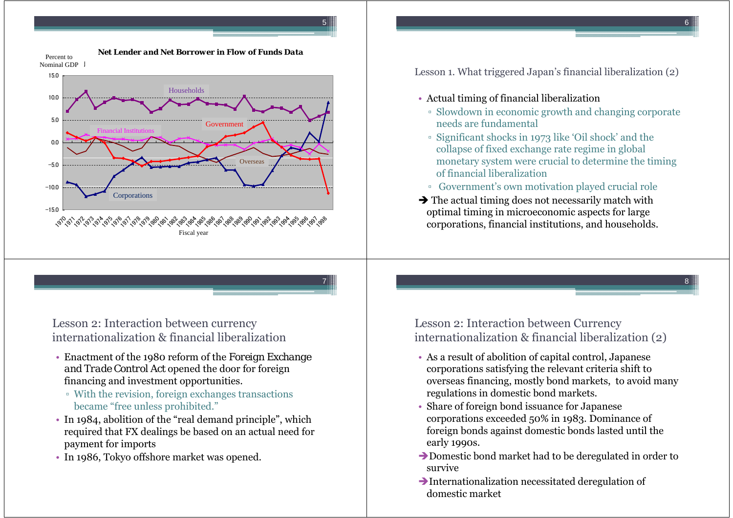## Net Lender and Net Borrower in Flow of Funds Data

Percent to Nominal GDP

Households, Government, Financial Institutions, Overseas, Corporations

Fiscal year

## Lesson 1. What triggered Japan's financial liberalization (2)

- Actual timing of financial liberalization
  - Slowdown in economic growth and changing corporate needs are fundamental
  - Significant shocks in 1973 like 'Oil shock' and the collapse of fixed exchange rate regime in global monetary system were crucial to determine the timing of financial liberalization
  - Government's own motivation played crucial role

➔ The actual timing does not necessarily match with optimal timing in microeconomic aspects for large corporations, financial institutions, and households.

## Lesson 2: Interaction between currency internationalization & financial liberalization

- Enactment of the 1980 reform of the Foreign Exchange and Trade Control Act opened the door for foreign financing and investment opportunities.
  - With the revision, foreign exchanges transactions became "free unless prohibited."
- In 1984, abolition of the "real demand principle", which required that FX dealings be based on an actual need for payment for imports
- In 1986, Tokyo offshore market was opened.

## Lesson 2: Interaction between Currency internationalization & financial liberalization (2)

- As a result of abolition of capital control, Japanese corporations satisfying the relevant criteria shift to overseas financing, mostly bond markets, to avoid many regulations in domestic bond markets.
- Share of foreign bond issuance for Japanese corporations exceeded 50% in 1983. Dominance of foreign bonds against domestic bonds lasted until the early 1990s.

➔ Domestic bond market had to be deregulated in order to survive

➔ Internationalization necessitated deregulation of domestic market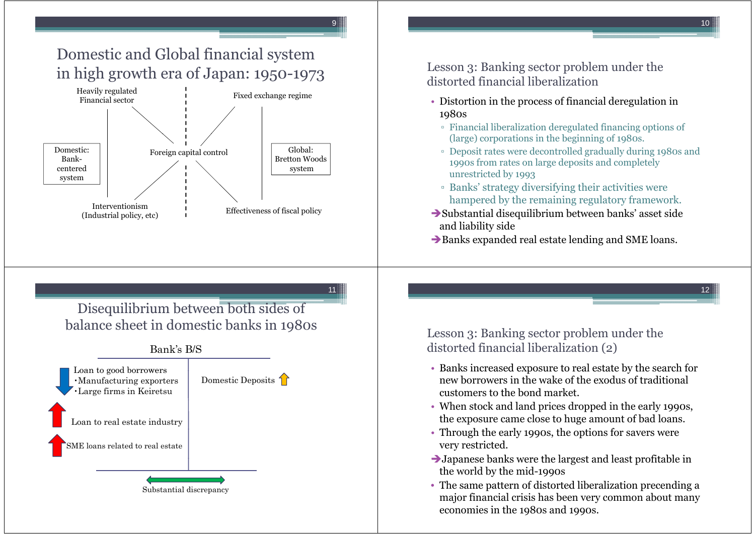## Domestic and Global financial system in high growth era of Japan: 1950-1973

Heavily regulated Financial sector

Fixed exchange regime

Domestic: Bank-centered system

Foreign capital control

Global: Bretton Woods system

Interventionism (Industrial policy, etc)

Effectiveness of fiscal policy

## Lesson 3: Banking sector problem under the distorted financial liberalization

- Distortion in the process of financial deregulation in 1980s
  - Financial liberalization deregulated financing options of (large) corporations in the beginning of 1980s.
  - Deposit rates were decontrolled gradually during 1980s and 1990s from rates on large deposits and completely unrestricted by 1993
  - Banks' strategy diversifying their activities were hampered by the remaining regulatory framework.

➔ Substantial disequilibrium between banks' asset side and liability side

➔ Banks expanded real estate lending and SME loans.

## Disequilibrium between both sides of balance sheet in domestic banks in 1980s

Bank's B/S

| Assets | Liabilities |
|---|---|
| ↓ Loan to good borrowers<br>・Manufacturing exporters<br>・Large firms in Keiretsu | Domestic Deposits ↑ |
| ↑ Loan to real estate industry | |
| ↑ SME loans related to real estate | |

↔ Substantial discrepancy

## Lesson 3: Banking sector problem under the distorted financial liberalization (2)

- Banks increased exposure to real estate by the search for new borrowers in the wake of the exodus of traditional customers to the bond market.
- When stock and land prices dropped in the early 1990s, the exposure came close to huge amount of bad loans.
- Through the early 1990s, the options for savers were very restricted.

➔ Japanese banks were the largest and least profitable in the world by the mid-1990s

- The same pattern of distorted liberalization precending a major financial crisis has been very common about many economies in the 1980s and 1990s.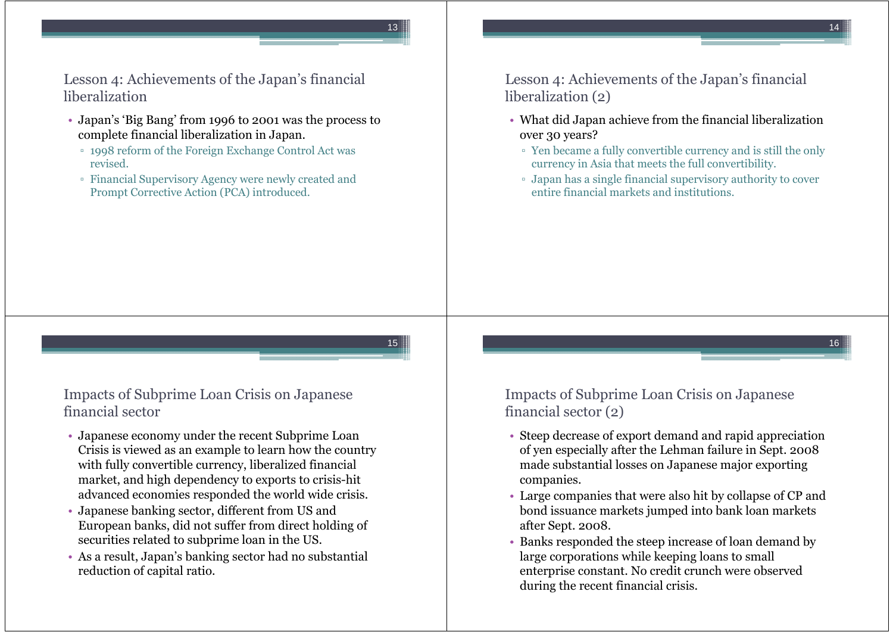## Lesson 4: Achievements of the Japan's financial liberalization

- Japan's 'Big Bang' from 1996 to 2001 was the process to complete financial liberalization in Japan.
  - 1998 reform of the Foreign Exchange Control Act was revised.
  - Financial Supervisory Agency were newly created and Prompt Corrective Action (PCA) introduced.

## Lesson 4: Achievements of the Japan's financial liberalization (2)

- What did Japan achieve from the financial liberalization over 30 years?
  - Yen became a fully convertible currency and is still the only currency in Asia that meets the full convertibility.
  - Japan has a single financial supervisory authority to cover entire financial markets and institutions.

## Impacts of Subprime Loan Crisis on Japanese financial sector

- Japanese economy under the recent Subprime Loan Crisis is viewed as an example to learn how the country with fully convertible currency, liberalized financial market, and high dependency to exports to crisis-hit advanced economies responded the world wide crisis.
- Japanese banking sector, different from US and European banks, did not suffer from direct holding of securities related to subprime loan in the US.
- As a result, Japan's banking sector had no substantial reduction of capital ratio.

## Impacts of Subprime Loan Crisis on Japanese financial sector (2)

- Steep decrease of export demand and rapid appreciation of yen especially after the Lehman failure in Sept. 2008 made substantial losses on Japanese major exporting companies.
- Large companies that were also hit by collapse of CP and bond issuance markets jumped into bank loan markets after Sept. 2008.
- Banks responded the steep increase of loan demand by large corporations while keeping loans to small enterprise constant. No credit crunch were observed during the recent financial crisis.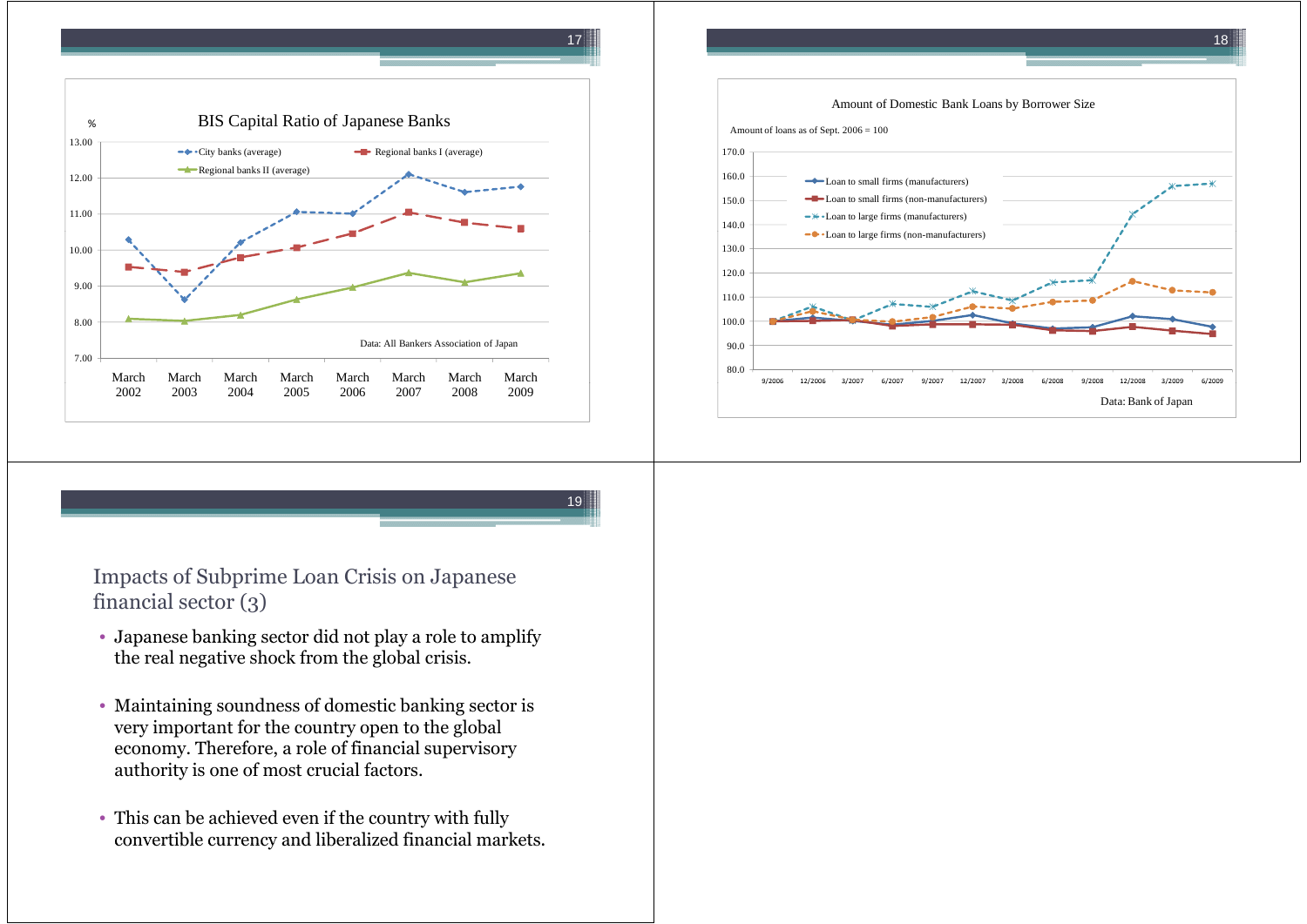BIS Capital Ratio of Japanese Banks

%

13.00
12.00
11.00
10.00
9.00
8.00
7.00

City banks (average)
Regional banks I (average)
Regional banks II (average)

Data: All Bankers Association of Japan

March 2002
March 2003
March 2004
March 2005
March 2006
March 2007
March 2008
March 2009

Amount of Domestic Bank Loans by Borrower Size

Amount of loans as of Sept. 2006 = 100

170.0
160.0
150.0
140.0
130.0
120.0
110.0
100.0
90.0
80.0

Loan to small firms (manufacturers)
Loan to small firms (non-manufacturers)
Loan to large firms (manufacturers)
Loan to large firms (non-manufacturers)

9/2006
12/2006
3/2007
6/2007
9/2007
12/2007
3/2008
6/2008
9/2008
12/2008
3/2009
6/2009

Data: Bank of Japan

## Impacts of Subprime Loan Crisis on Japanese financial sector (3)

- Japanese banking sector did not play a role to amplify the real negative shock from the global crisis.
- Maintaining soundness of domestic banking sector is very important for the country open to the global economy. Therefore, a role of financial supervisory authority is one of most crucial factors.
- This can be achieved even if the country with fully convertible currency and liberalized financial markets.